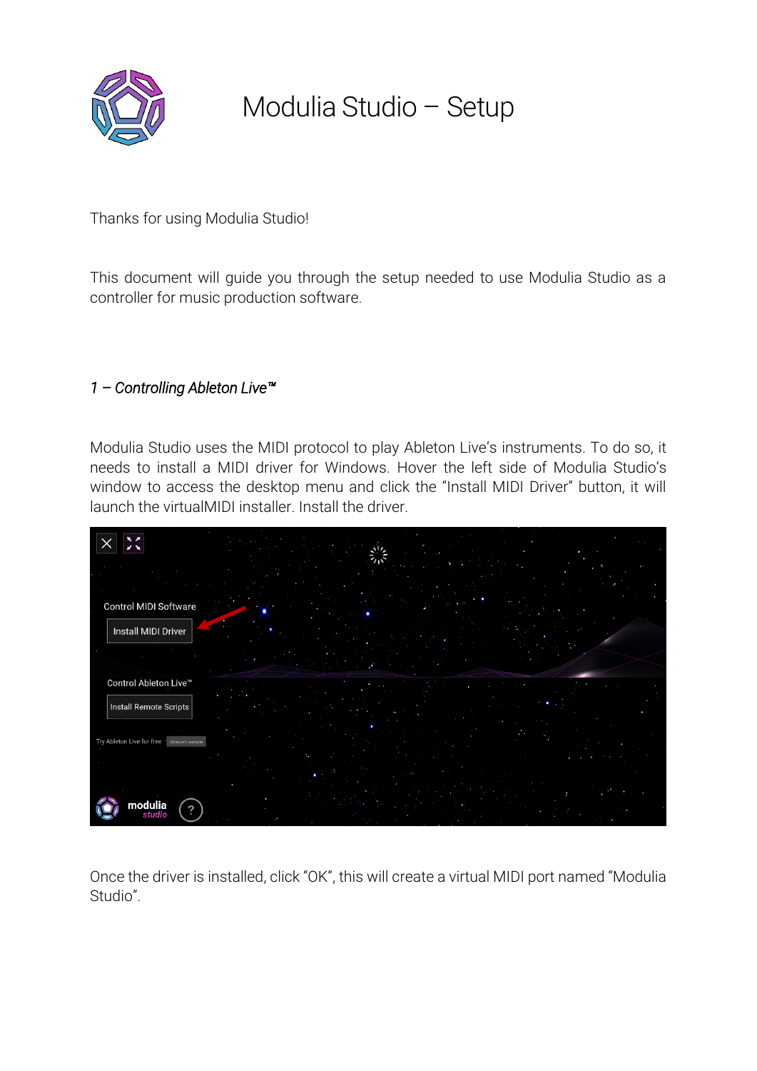# Modulia Studio – Setup

Thanks for using Modulia Studio!

This document will guide you through the setup needed to use Modulia Studio as a controller for music production software.

## *1 – Controlling Ableton Live™*

Modulia Studio uses the MIDI protocol to play Ableton Live's instruments. To do so, it needs to install a MIDI driver for Windows. Hover the left side of Modulia Studio's window to access the desktop menu and click the "Install MIDI Driver" button, it will launch the virtualMIDI installer. Install the driver.

Once the driver is installed, click "OK", this will create a virtual MIDI port named "Modulia Studio".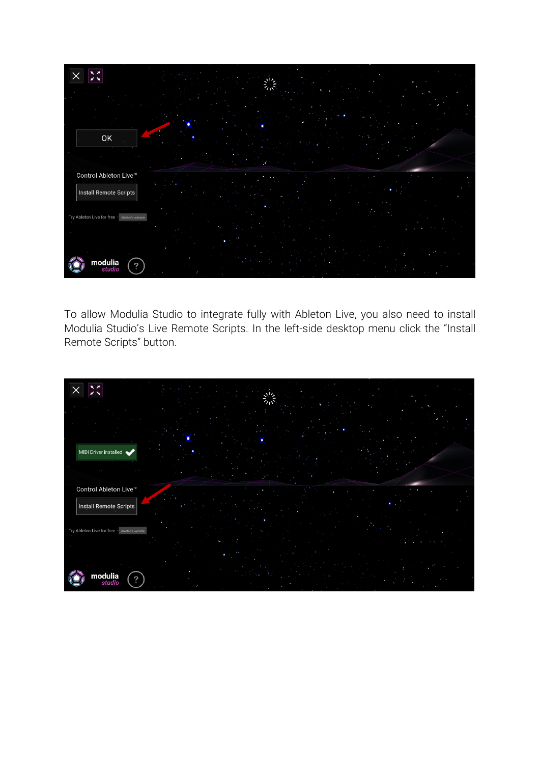To allow Modulia Studio to integrate fully with Ableton Live, you also need to install Modulia Studio's Live Remote Scripts. In the left-side desktop menu click the "Install Remote Scripts" button.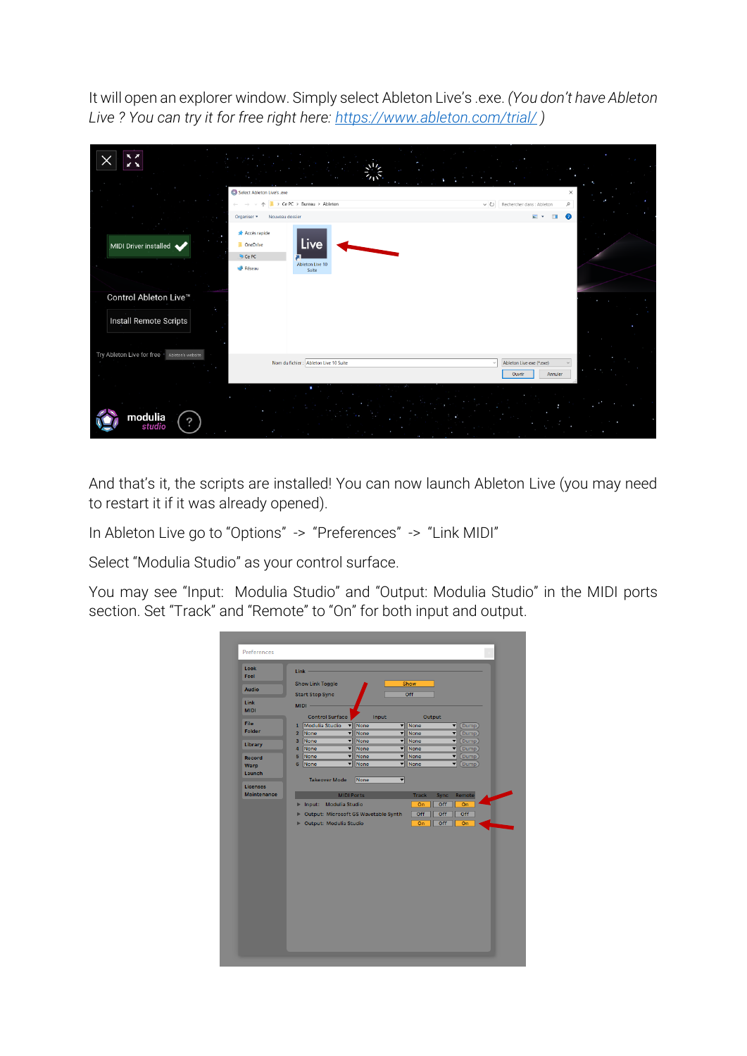It will open an explorer window. Simply select Ableton Live's .exe. *(You don't have Ableton Live ? You can try it for free right here: [https://www.ableton.com/trial/](https://www.ableton.com/trial/) )*

And that's it, the scripts are installed! You can now launch Ableton Live (you may need to restart it if it was already opened).

In Ableton Live go to "Options" -> "Preferences" -> "Link MIDI"

Select "Modulia Studio" as your control surface.

You may see "Input: Modulia Studio" and "Output: Modulia Studio" in the MIDI ports section. Set "Track" and "Remote" to "On" for both input and output.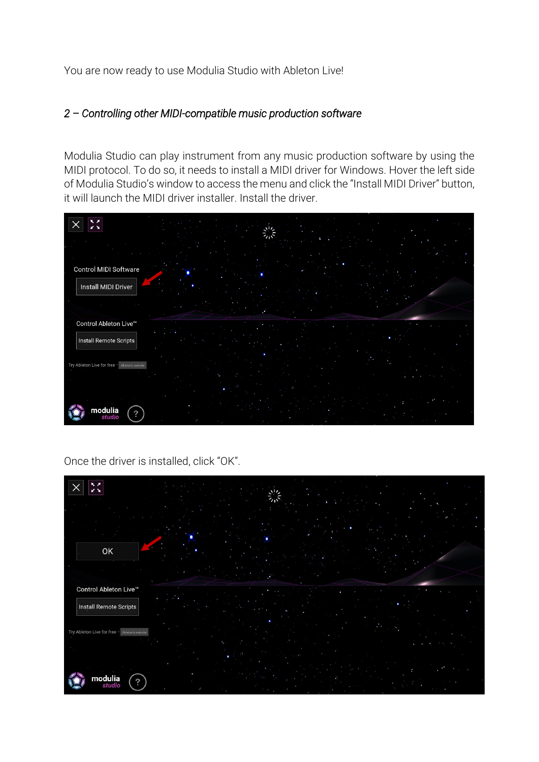You are now ready to use Modulia Studio with Ableton Live!

## *2 – Controlling other MIDI-compatible music production software*

Modulia Studio can play instrument from any music production software by using the MIDI protocol. To do so, it needs to install a MIDI driver for Windows. Hover the left side of Modulia Studio's window to access the menu and click the "Install MIDI Driver" button, it will launch the MIDI driver installer. Install the driver.

Once the driver is installed, click "OK".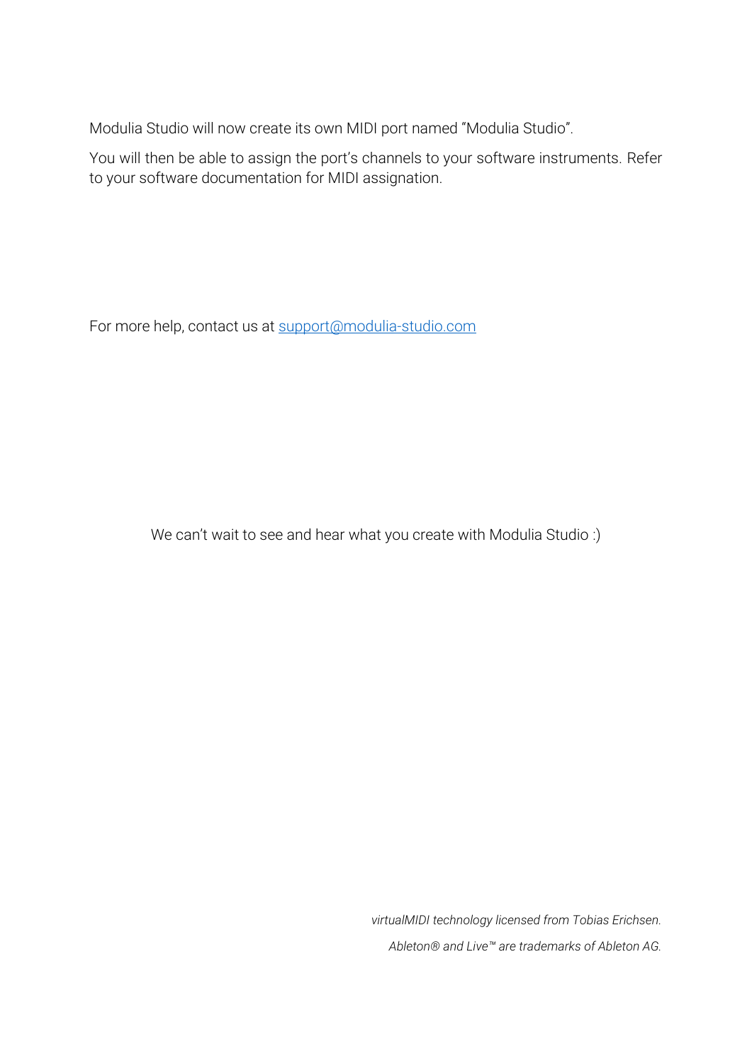Modulia Studio will now create its own MIDI port named “Modulia Studio”.

You will then be able to assign the port’s channels to your software instruments. Refer to your software documentation for MIDI assignation.

For more help, contact us at [support@modulia-studio.com](mailto:support@modulia-studio.com)

We can’t wait to see and hear what you create with Modulia Studio :)

*virtualMIDI technology licensed from Tobias Erichsen.*

*Ableton® and Live™ are trademarks of Ableton AG.*